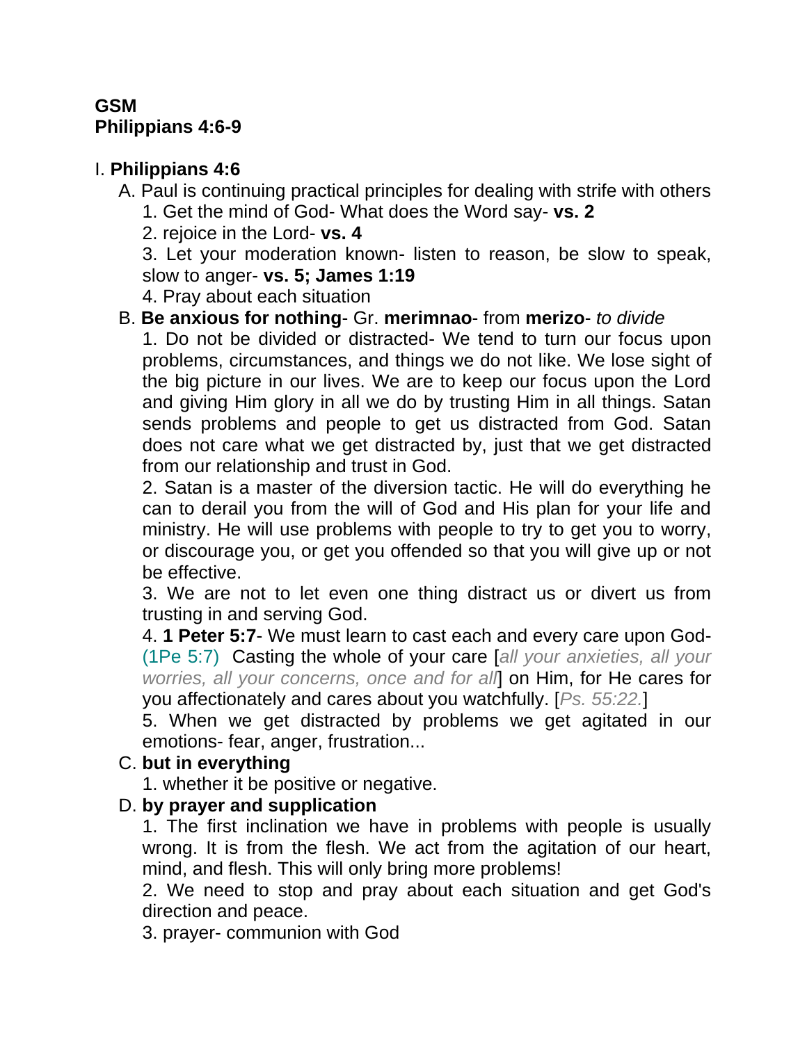**GSM**
**Philippians 4:6-9**

I. **Philippians 4:6**

A. Paul is continuing practical principles for dealing with strife with others

1. Get the mind of God- What does the Word say- **vs. 2**
2. rejoice in the Lord- **vs. 4**
3. Let your moderation known- listen to reason, be slow to speak, slow to anger- **vs. 5; James 1:19**
4. Pray about each situation

B. **Be anxious for nothing**- Gr. **merimnao**- from **merizo**- *to divide*

1. Do not be divided or distracted- We tend to turn our focus upon problems, circumstances, and things we do not like. We lose sight of the big picture in our lives. We are to keep our focus upon the Lord and giving Him glory in all we do by trusting Him in all things. Satan sends problems and people to get us distracted from God. Satan does not care what we get distracted by, just that we get distracted from our relationship and trust in God.
2. Satan is a master of the diversion tactic. He will do everything he can to derail you from the will of God and His plan for your life and ministry. He will use problems with people to try to get you to worry, or discourage you, or get you offended so that you will give up or not be effective.
3. We are not to let even one thing distract us or divert us from trusting in and serving God.
4. **1 Peter 5:7**- We must learn to cast each and every care upon God- (1Pe 5:7) Casting the whole of your care [*all your anxieties, all your worries, all your concerns, once and for all*] on Him, for He cares for you affectionately and cares about you watchfully. [*Ps. 55:22.*]
5. When we get distracted by problems we get agitated in our emotions- fear, anger, frustration...

C. **but in everything**

1. whether it be positive or negative.

D. **by prayer and supplication**

1. The first inclination we have in problems with people is usually wrong. It is from the flesh. We act from the agitation of our heart, mind, and flesh. This will only bring more problems!
2. We need to stop and pray about each situation and get God's direction and peace.
3. prayer- communion with God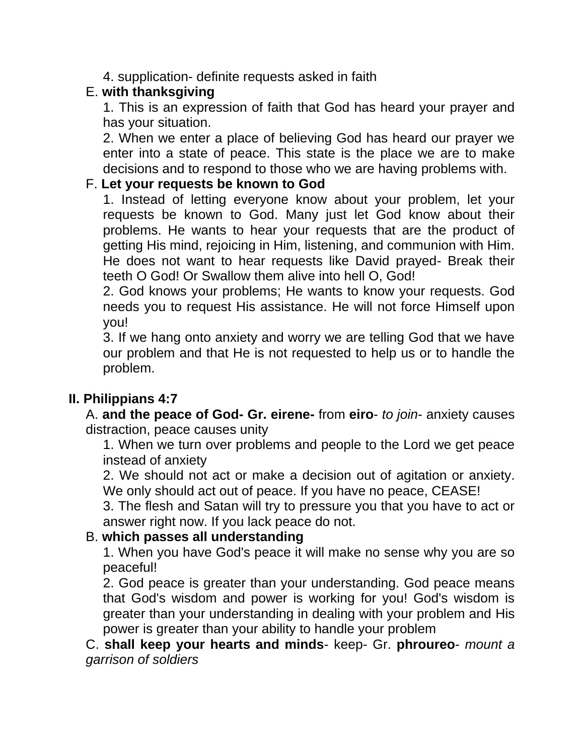4. supplication- definite requests asked in faith

E. **with thanksgiving**

1. This is an expression of faith that God has heard your prayer and has your situation.

2. When we enter a place of believing God has heard our prayer we enter into a state of peace. This state is the place we are to make decisions and to respond to those who we are having problems with.

F. **Let your requests be known to God**

1. Instead of letting everyone know about your problem, let your requests be known to God. Many just let God know about their problems. He wants to hear your requests that are the product of getting His mind, rejoicing in Him, listening, and communion with Him. He does not want to hear requests like David prayed- Break their teeth O God! Or Swallow them alive into hell O, God!

2. God knows your problems; He wants to know your requests. God needs you to request His assistance. He will not force Himself upon you!

3. If we hang onto anxiety and worry we are telling God that we have our problem and that He is not requested to help us or to handle the problem.

## II. Philippians 4:7

A. **and the peace of God- Gr. eirene-** from **eiro**- *to join*- anxiety causes distraction, peace causes unity

1. When we turn over problems and people to the Lord we get peace instead of anxiety

2. We should not act or make a decision out of agitation or anxiety. We only should act out of peace. If you have no peace, CEASE!

3. The flesh and Satan will try to pressure you that you have to act or answer right now. If you lack peace do not.

B. **which passes all understanding**

1. When you have God's peace it will make no sense why you are so peaceful!

2. God peace is greater than your understanding. God peace means that God's wisdom and power is working for you! God's wisdom is greater than your understanding in dealing with your problem and His power is greater than your ability to handle your problem

C. **shall keep your hearts and minds**- keep- Gr. **phroureo**- *mount a garrison of soldiers*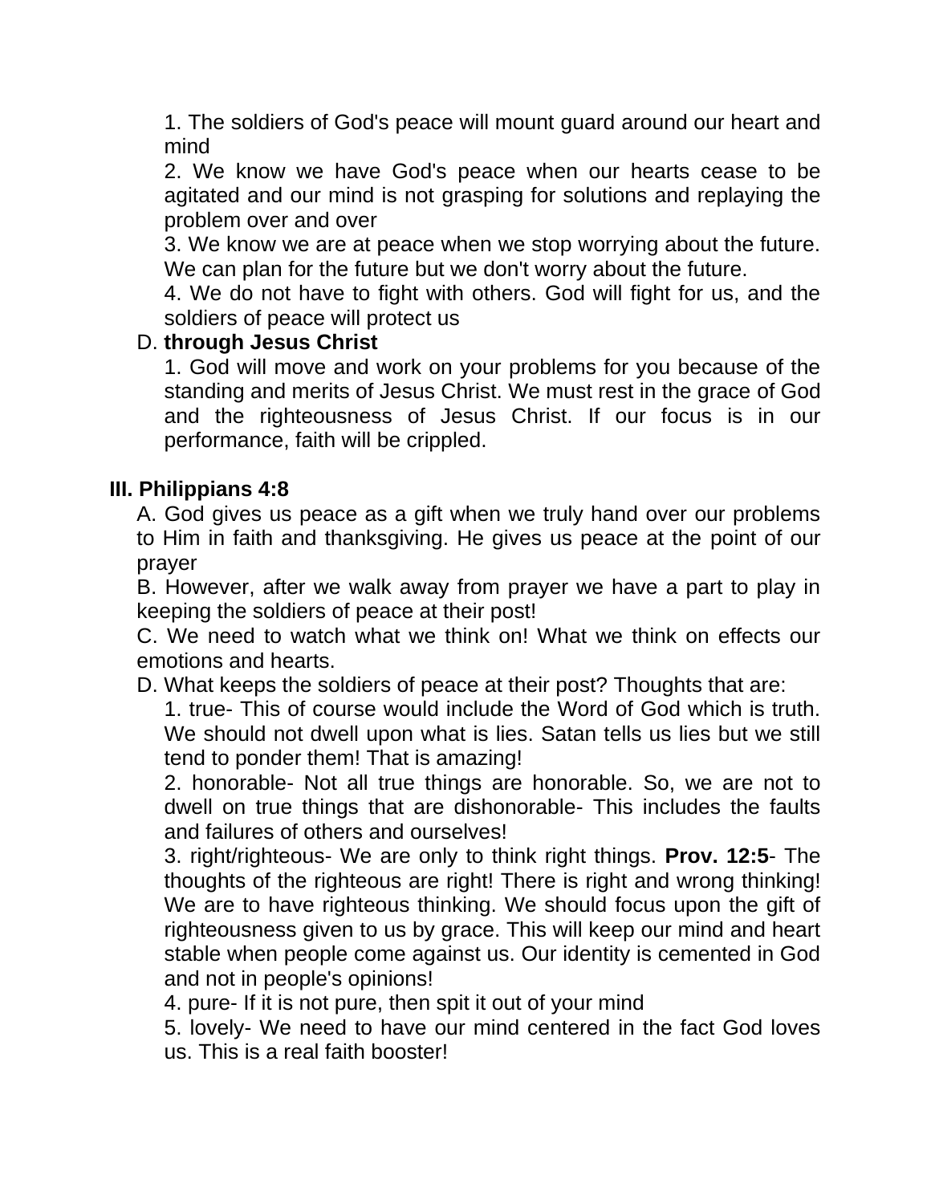1. The soldiers of God's peace will mount guard around our heart and mind

2. We know we have God's peace when our hearts cease to be agitated and our mind is not grasping for solutions and replaying the problem over and over

3. We know we are at peace when we stop worrying about the future. We can plan for the future but we don't worry about the future.

4. We do not have to fight with others. God will fight for us, and the soldiers of peace will protect us

D. **through Jesus Christ**

1. God will move and work on your problems for you because of the standing and merits of Jesus Christ. We must rest in the grace of God and the righteousness of Jesus Christ. If our focus is in our performance, faith will be crippled.

**III. Philippians 4:8**

A. God gives us peace as a gift when we truly hand over our problems to Him in faith and thanksgiving. He gives us peace at the point of our prayer

B. However, after we walk away from prayer we have a part to play in keeping the soldiers of peace at their post!

C. We need to watch what we think on! What we think on effects our emotions and hearts.

D. What keeps the soldiers of peace at their post? Thoughts that are:

1. true- This of course would include the Word of God which is truth. We should not dwell upon what is lies. Satan tells us lies but we still tend to ponder them! That is amazing!

2. honorable- Not all true things are honorable. So, we are not to dwell on true things that are dishonorable- This includes the faults and failures of others and ourselves!

3. right/righteous- We are only to think right things. **Prov. 12:5**- The thoughts of the righteous are right! There is right and wrong thinking! We are to have righteous thinking. We should focus upon the gift of righteousness given to us by grace. This will keep our mind and heart stable when people come against us. Our identity is cemented in God and not in people's opinions!

4. pure- If it is not pure, then spit it out of your mind

5. lovely- We need to have our mind centered in the fact God loves us. This is a real faith booster!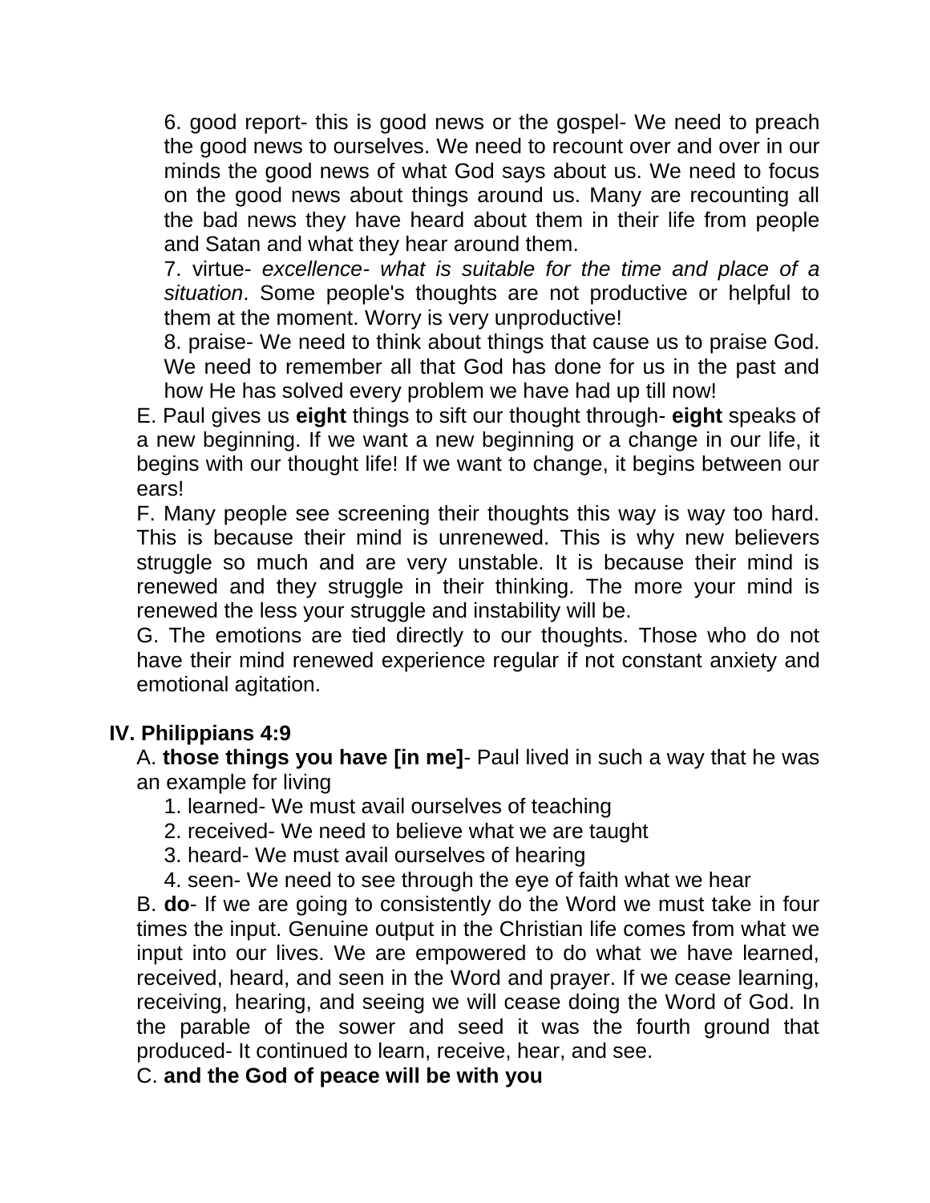6. good report- this is good news or the gospel- We need to preach the good news to ourselves. We need to recount over and over in our minds the good news of what God says about us. We need to focus on the good news about things around us. Many are recounting all the bad news they have heard about them in their life from people and Satan and what they hear around them.

7. virtue- *excellence- what is suitable for the time and place of a situation*. Some people's thoughts are not productive or helpful to them at the moment. Worry is very unproductive!

8. praise- We need to think about things that cause us to praise God. We need to remember all that God has done for us in the past and how He has solved every problem we have had up till now!

E. Paul gives us **eight** things to sift our thought through- **eight** speaks of a new beginning. If we want a new beginning or a change in our life, it begins with our thought life! If we want to change, it begins between our ears!

F. Many people see screening their thoughts this way is way too hard. This is because their mind is unrenewed. This is why new believers struggle so much and are very unstable. It is because their mind is renewed and they struggle in their thinking. The more your mind is renewed the less your struggle and instability will be.

G. The emotions are tied directly to our thoughts. Those who do not have their mind renewed experience regular if not constant anxiety and emotional agitation.

## IV. Philippians 4:9

A. **those things you have [in me]**- Paul lived in such a way that he was an example for living

1. learned- We must avail ourselves of teaching
2. received- We need to believe what we are taught
3. heard- We must avail ourselves of hearing
4. seen- We need to see through the eye of faith what we hear

B. **do**- If we are going to consistently do the Word we must take in four times the input. Genuine output in the Christian life comes from what we input into our lives. We are empowered to do what we have learned, received, heard, and seen in the Word and prayer. If we cease learning, receiving, hearing, and seeing we will cease doing the Word of God. In the parable of the sower and seed it was the fourth ground that produced- It continued to learn, receive, hear, and see.

C. **and the God of peace will be with you**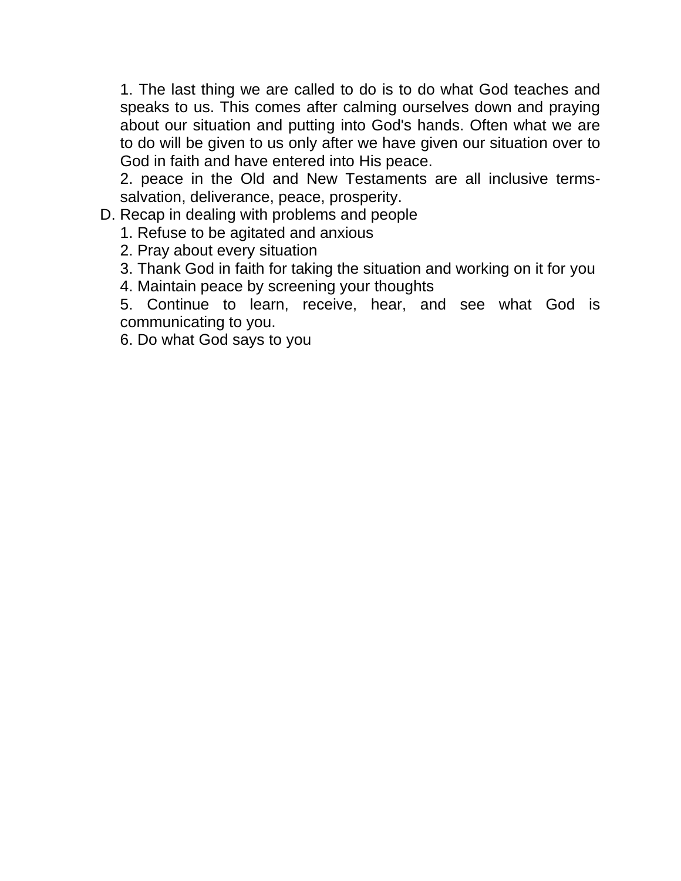1. The last thing we are called to do is to do what God teaches and speaks to us. This comes after calming ourselves down and praying about our situation and putting into God's hands. Often what we are to do will be given to us only after we have given our situation over to God in faith and have entered into His peace.

2. peace in the Old and New Testaments are all inclusive terms-salvation, deliverance, peace, prosperity.

D. Recap in dealing with problems and people

1. Refuse to be agitated and anxious
2. Pray about every situation
3. Thank God in faith for taking the situation and working on it for you
4. Maintain peace by screening your thoughts
5. Continue to learn, receive, hear, and see what God is communicating to you.
6. Do what God says to you